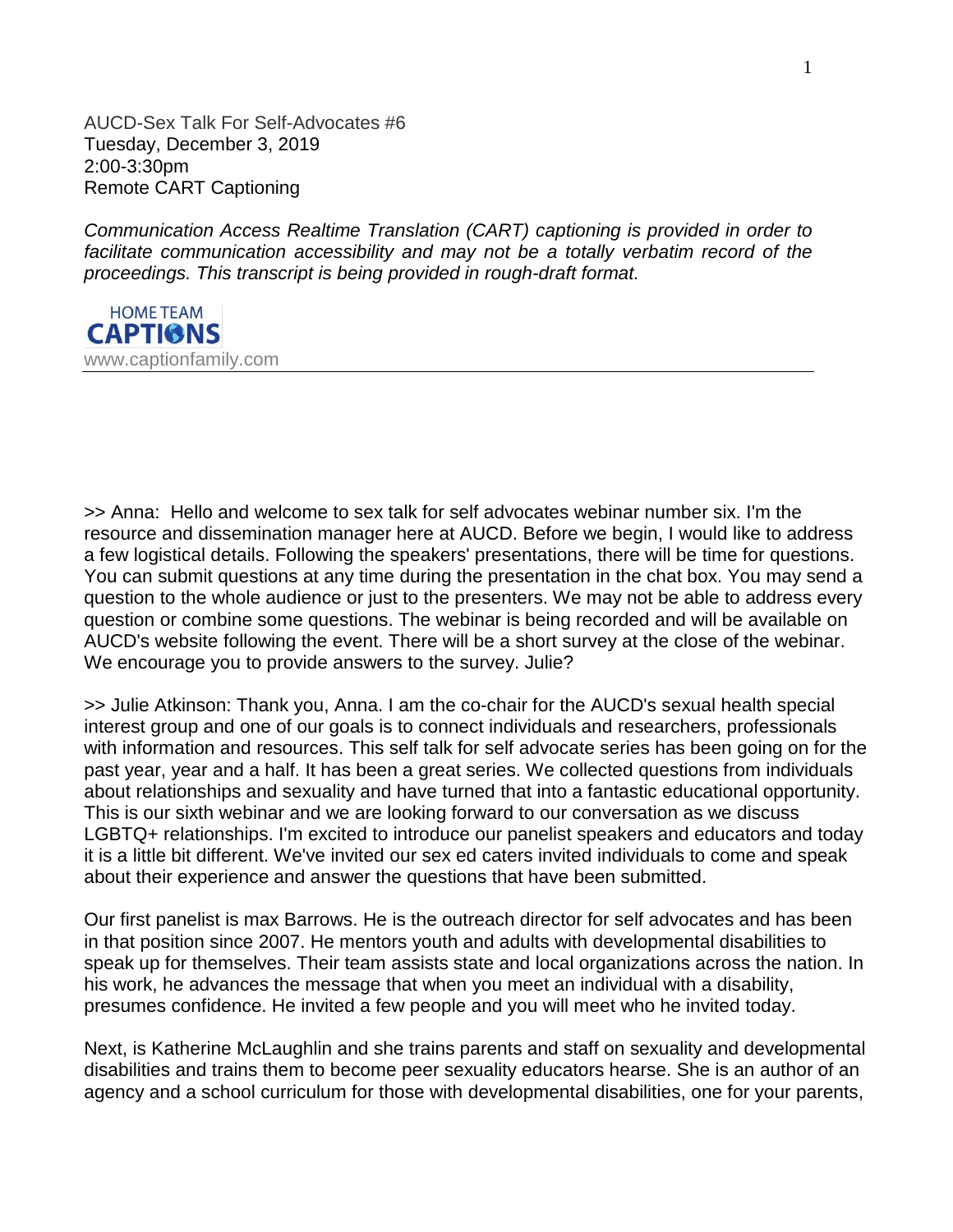AUCD-Sex Talk For Self-Advocates #6
Tuesday, December 3, 2019
2:00-3:30pm
Remote CART Captioning

*Communication Access Realtime Translation (CART) captioning is provided in order to facilitate communication accessibility and may not be a totally verbatim record of the proceedings. This transcript is being provided in rough-draft format.*

HOME TEAM
CAPTIONS
www.captionfamily.com

---

>> Anna: Hello and welcome to sex talk for self advocates webinar number six. I'm the resource and dissemination manager here at AUCD. Before we begin, I would like to address a few logistical details. Following the speakers' presentations, there will be time for questions. You can submit questions at any time during the presentation in the chat box. You may send a question to the whole audience or just to the presenters. We may not be able to address every question or combine some questions. The webinar is being recorded and will be available on AUCD's website following the event. There will be a short survey at the close of the webinar. We encourage you to provide answers to the survey. Julie?

>> Julie Atkinson: Thank you, Anna. I am the co-chair for the AUCD's sexual health special interest group and one of our goals is to connect individuals and researchers, professionals with information and resources. This self talk for self advocate series has been going on for the past year, year and a half. It has been a great series. We collected questions from individuals about relationships and sexuality and have turned that into a fantastic educational opportunity. This is our sixth webinar and we are looking forward to our conversation as we discuss LGBTQ+ relationships. I'm excited to introduce our panelist speakers and educators and today it is a little bit different. We've invited our sex ed caters invited individuals to come and speak about their experience and answer the questions that have been submitted.

Our first panelist is max Barrows. He is the outreach director for self advocates and has been in that position since 2007. He mentors youth and adults with developmental disabilities to speak up for themselves. Their team assists state and local organizations across the nation. In his work, he advances the message that when you meet an individual with a disability, presumes confidence. He invited a few people and you will meet who he invited today.

Next, is Katherine McLaughlin and she trains parents and staff on sexuality and developmental disabilities and trains them to become peer sexuality educators hearse. She is an author of an agency and a school curriculum for those with developmental disabilities, one for your parents,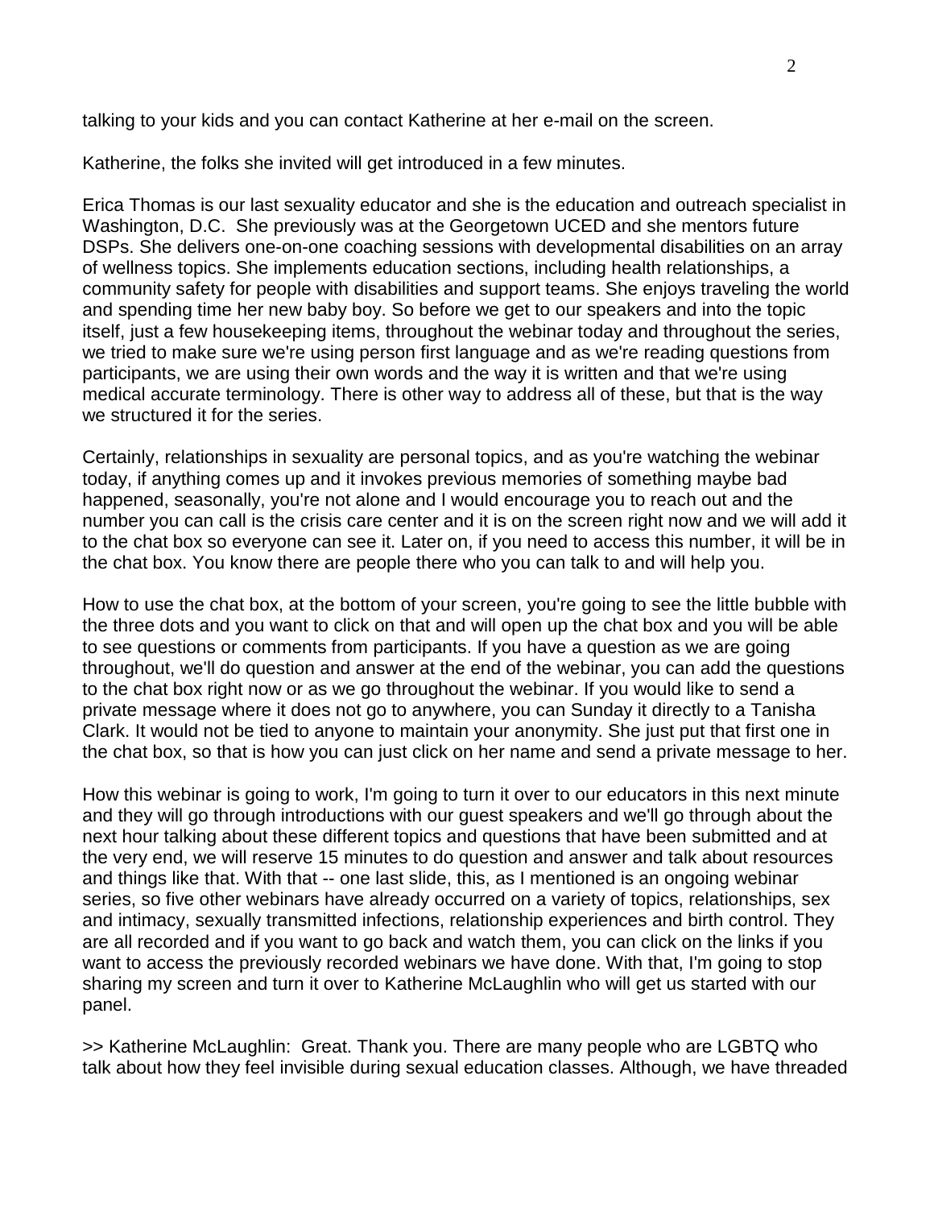talking to your kids and you can contact Katherine at her e-mail on the screen.

Katherine, the folks she invited will get introduced in a few minutes.

Erica Thomas is our last sexuality educator and she is the education and outreach specialist in Washington, D.C. She previously was at the Georgetown UCED and she mentors future DSPs. She delivers one-on-one coaching sessions with developmental disabilities on an array of wellness topics. She implements education sections, including health relationships, a community safety for people with disabilities and support teams. She enjoys traveling the world and spending time her new baby boy. So before we get to our speakers and into the topic itself, just a few housekeeping items, throughout the webinar today and throughout the series, we tried to make sure we're using person first language and as we're reading questions from participants, we are using their own words and the way it is written and that we're using medical accurate terminology. There is other way to address all of these, but that is the way we structured it for the series.

Certainly, relationships in sexuality are personal topics, and as you're watching the webinar today, if anything comes up and it invokes previous memories of something maybe bad happened, seasonally, you're not alone and I would encourage you to reach out and the number you can call is the crisis care center and it is on the screen right now and we will add it to the chat box so everyone can see it. Later on, if you need to access this number, it will be in the chat box. You know there are people there who you can talk to and will help you.

How to use the chat box, at the bottom of your screen, you're going to see the little bubble with the three dots and you want to click on that and will open up the chat box and you will be able to see questions or comments from participants. If you have a question as we are going throughout, we'll do question and answer at the end of the webinar, you can add the questions to the chat box right now or as we go throughout the webinar. If you would like to send a private message where it does not go to anywhere, you can Sunday it directly to a Tanisha Clark. It would not be tied to anyone to maintain your anonymity. She just put that first one in the chat box, so that is how you can just click on her name and send a private message to her.

How this webinar is going to work, I'm going to turn it over to our educators in this next minute and they will go through introductions with our guest speakers and we'll go through about the next hour talking about these different topics and questions that have been submitted and at the very end, we will reserve 15 minutes to do question and answer and talk about resources and things like that. With that -- one last slide, this, as I mentioned is an ongoing webinar series, so five other webinars have already occurred on a variety of topics, relationships, sex and intimacy, sexually transmitted infections, relationship experiences and birth control. They are all recorded and if you want to go back and watch them, you can click on the links if you want to access the previously recorded webinars we have done. With that, I'm going to stop sharing my screen and turn it over to Katherine McLaughlin who will get us started with our panel.

>> Katherine McLaughlin: Great. Thank you. There are many people who are LGBTQ who talk about how they feel invisible during sexual education classes. Although, we have threaded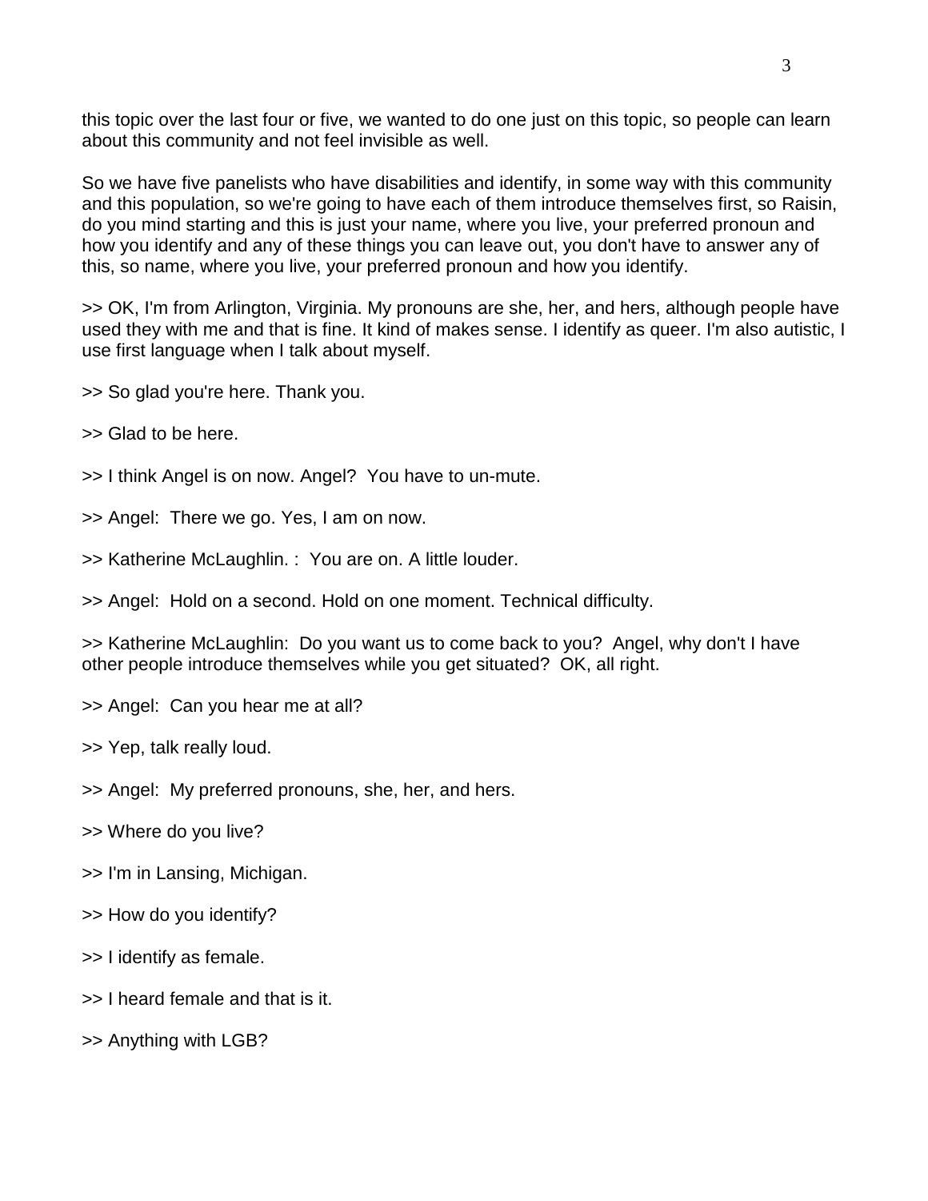this topic over the last four or five, we wanted to do one just on this topic, so people can learn about this community and not feel invisible as well.

So we have five panelists who have disabilities and identify, in some way with this community and this population, so we're going to have each of them introduce themselves first, so Raisin, do you mind starting and this is just your name, where you live, your preferred pronoun and how you identify and any of these things you can leave out, you don't have to answer any of this, so name, where you live, your preferred pronoun and how you identify.

>> OK, I'm from Arlington, Virginia. My pronouns are she, her, and hers, although people have used they with me and that is fine. It kind of makes sense. I identify as queer. I'm also autistic, I use first language when I talk about myself.

>> So glad you're here. Thank you.

>> Glad to be here.

>> I think Angel is on now. Angel?  You have to un-mute.

>> Angel:  There we go. Yes, I am on now.

>> Katherine McLaughlin. :  You are on. A little louder.

>> Angel:  Hold on a second. Hold on one moment. Technical difficulty.

>> Katherine McLaughlin:  Do you want us to come back to you?  Angel, why don't I have other people introduce themselves while you get situated?  OK, all right.

>> Angel:  Can you hear me at all?

>> Yep, talk really loud.

>> Angel:  My preferred pronouns, she, her, and hers.

>> Where do you live?

>> I'm in Lansing, Michigan.

>> How do you identify?

>> I identify as female.

>> I heard female and that is it.

>> Anything with LGB?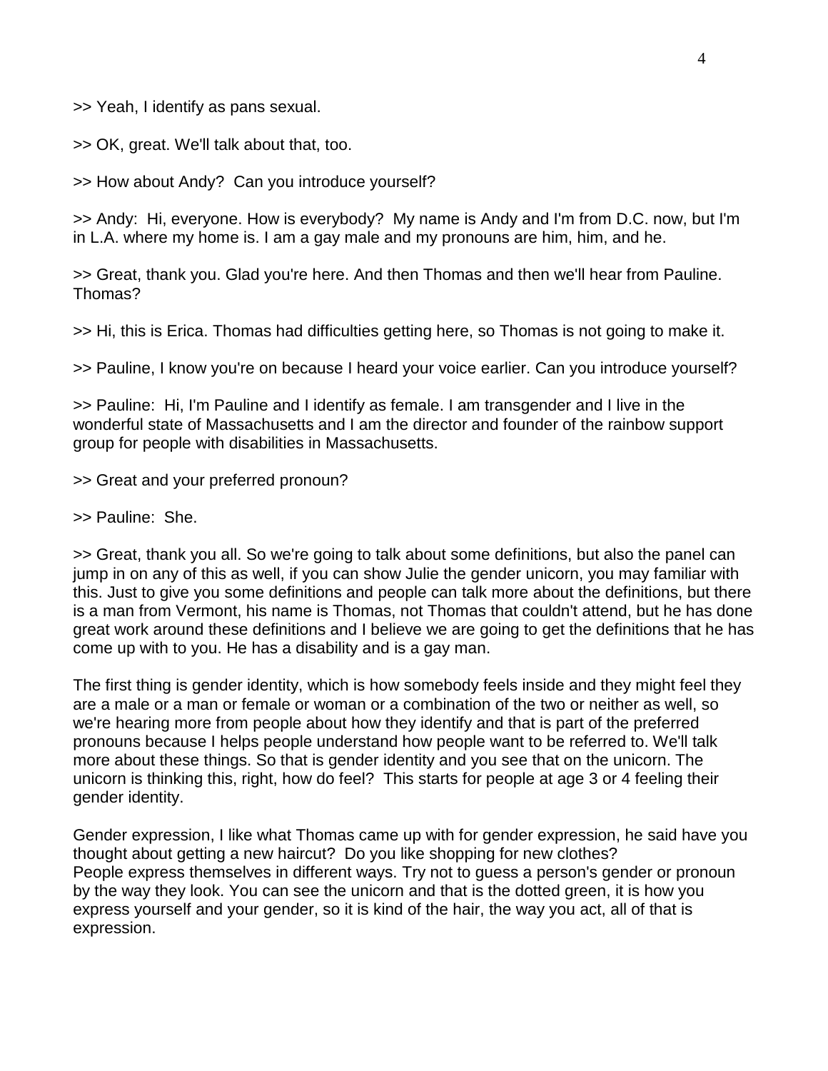>> Yeah, I identify as pans sexual.

>> OK, great. We'll talk about that, too.

>> How about Andy? Can you introduce yourself?

>> Andy: Hi, everyone. How is everybody? My name is Andy and I'm from D.C. now, but I'm in L.A. where my home is. I am a gay male and my pronouns are him, him, and he.

>> Great, thank you. Glad you're here. And then Thomas and then we'll hear from Pauline. Thomas?

>> Hi, this is Erica. Thomas had difficulties getting here, so Thomas is not going to make it.

>> Pauline, I know you're on because I heard your voice earlier. Can you introduce yourself?

>> Pauline: Hi, I'm Pauline and I identify as female. I am transgender and I live in the wonderful state of Massachusetts and I am the director and founder of the rainbow support group for people with disabilities in Massachusetts.

>> Great and your preferred pronoun?

>> Pauline: She.

>> Great, thank you all. So we're going to talk about some definitions, but also the panel can jump in on any of this as well, if you can show Julie the gender unicorn, you may familiar with this. Just to give you some definitions and people can talk more about the definitions, but there is a man from Vermont, his name is Thomas, not Thomas that couldn't attend, but he has done great work around these definitions and I believe we are going to get the definitions that he has come up with to you. He has a disability and is a gay man.

The first thing is gender identity, which is how somebody feels inside and they might feel they are a male or a man or female or woman or a combination of the two or neither as well, so we're hearing more from people about how they identify and that is part of the preferred pronouns because I helps people understand how people want to be referred to. We'll talk more about these things. So that is gender identity and you see that on the unicorn. The unicorn is thinking this, right, how do feel? This starts for people at age 3 or 4 feeling their gender identity.

Gender expression, I like what Thomas came up with for gender expression, he said have you thought about getting a new haircut? Do you like shopping for new clothes? People express themselves in different ways. Try not to guess a person's gender or pronoun by the way they look. You can see the unicorn and that is the dotted green, it is how you express yourself and your gender, so it is kind of the hair, the way you act, all of that is expression.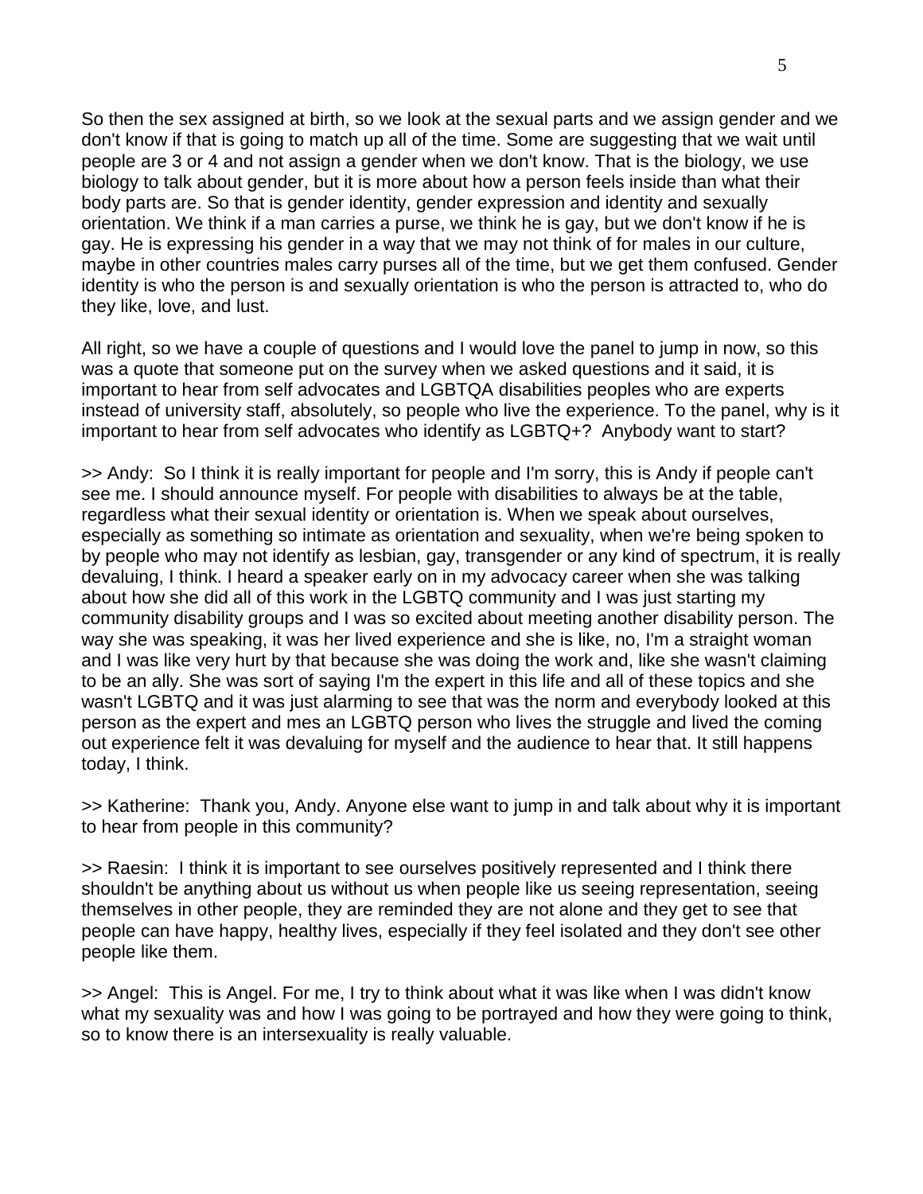So then the sex assigned at birth, so we look at the sexual parts and we assign gender and we don't know if that is going to match up all of the time. Some are suggesting that we wait until people are 3 or 4 and not assign a gender when we don't know. That is the biology, we use biology to talk about gender, but it is more about how a person feels inside than what their body parts are. So that is gender identity, gender expression and identity and sexually orientation. We think if a man carries a purse, we think he is gay, but we don't know if he is gay. He is expressing his gender in a way that we may not think of for males in our culture, maybe in other countries males carry purses all of the time, but we get them confused. Gender identity is who the person is and sexually orientation is who the person is attracted to, who do they like, love, and lust.

All right, so we have a couple of questions and I would love the panel to jump in now, so this was a quote that someone put on the survey when we asked questions and it said, it is important to hear from self advocates and LGBTQA disabilities peoples who are experts instead of university staff, absolutely, so people who live the experience. To the panel, why is it important to hear from self advocates who identify as LGBTQ+? Anybody want to start?

>> Andy: So I think it is really important for people and I'm sorry, this is Andy if people can't see me. I should announce myself. For people with disabilities to always be at the table, regardless what their sexual identity or orientation is. When we speak about ourselves, especially as something so intimate as orientation and sexuality, when we're being spoken to by people who may not identify as lesbian, gay, transgender or any kind of spectrum, it is really devaluing, I think. I heard a speaker early on in my advocacy career when she was talking about how she did all of this work in the LGBTQ community and I was just starting my community disability groups and I was so excited about meeting another disability person. The way she was speaking, it was her lived experience and she is like, no, I'm a straight woman and I was like very hurt by that because she was doing the work and, like she wasn't claiming to be an ally. She was sort of saying I'm the expert in this life and all of these topics and she wasn't LGBTQ and it was just alarming to see that was the norm and everybody looked at this person as the expert and mes an LGBTQ person who lives the struggle and lived the coming out experience felt it was devaluing for myself and the audience to hear that. It still happens today, I think.

>> Katherine: Thank you, Andy. Anyone else want to jump in and talk about why it is important to hear from people in this community?

>> Raesin: I think it is important to see ourselves positively represented and I think there shouldn't be anything about us without us when people like us seeing representation, seeing themselves in other people, they are reminded they are not alone and they get to see that people can have happy, healthy lives, especially if they feel isolated and they don't see other people like them.

>> Angel: This is Angel. For me, I try to think about what it was like when I was didn't know what my sexuality was and how I was going to be portrayed and how they were going to think, so to know there is an intersexuality is really valuable.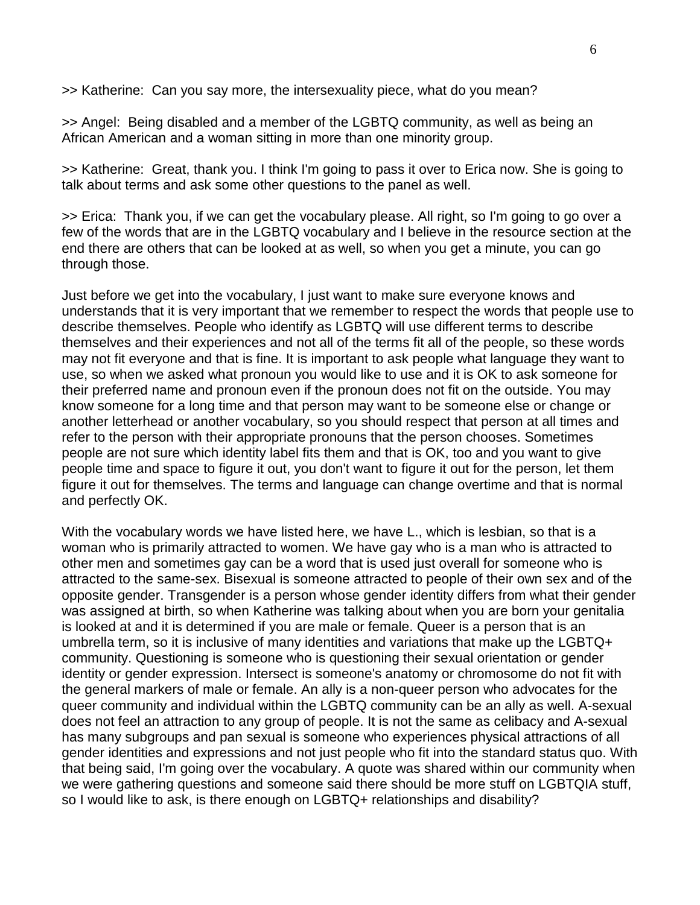>> Katherine: Can you say more, the intersexuality piece, what do you mean?

>> Angel: Being disabled and a member of the LGBTQ community, as well as being an African American and a woman sitting in more than one minority group.

>> Katherine: Great, thank you. I think I'm going to pass it over to Erica now. She is going to talk about terms and ask some other questions to the panel as well.

>> Erica: Thank you, if we can get the vocabulary please. All right, so I'm going to go over a few of the words that are in the LGBTQ vocabulary and I believe in the resource section at the end there are others that can be looked at as well, so when you get a minute, you can go through those.

Just before we get into the vocabulary, I just want to make sure everyone knows and understands that it is very important that we remember to respect the words that people use to describe themselves. People who identify as LGBTQ will use different terms to describe themselves and their experiences and not all of the terms fit all of the people, so these words may not fit everyone and that is fine. It is important to ask people what language they want to use, so when we asked what pronoun you would like to use and it is OK to ask someone for their preferred name and pronoun even if the pronoun does not fit on the outside. You may know someone for a long time and that person may want to be someone else or change or another letterhead or another vocabulary, so you should respect that person at all times and refer to the person with their appropriate pronouns that the person chooses. Sometimes people are not sure which identity label fits them and that is OK, too and you want to give people time and space to figure it out, you don't want to figure it out for the person, let them figure it out for themselves. The terms and language can change overtime and that is normal and perfectly OK.

With the vocabulary words we have listed here, we have L., which is lesbian, so that is a woman who is primarily attracted to women. We have gay who is a man who is attracted to other men and sometimes gay can be a word that is used just overall for someone who is attracted to the same-sex. Bisexual is someone attracted to people of their own sex and of the opposite gender. Transgender is a person whose gender identity differs from what their gender was assigned at birth, so when Katherine was talking about when you are born your genitalia is looked at and it is determined if you are male or female. Queer is a person that is an umbrella term, so it is inclusive of many identities and variations that make up the LGBTQ+ community. Questioning is someone who is questioning their sexual orientation or gender identity or gender expression. Intersect is someone's anatomy or chromosome do not fit with the general markers of male or female. An ally is a non-queer person who advocates for the queer community and individual within the LGBTQ community can be an ally as well. A-sexual does not feel an attraction to any group of people. It is not the same as celibacy and A-sexual has many subgroups and pan sexual is someone who experiences physical attractions of all gender identities and expressions and not just people who fit into the standard status quo. With that being said, I'm going over the vocabulary. A quote was shared within our community when we were gathering questions and someone said there should be more stuff on LGBTQIA stuff, so I would like to ask, is there enough on LGBTQ+ relationships and disability?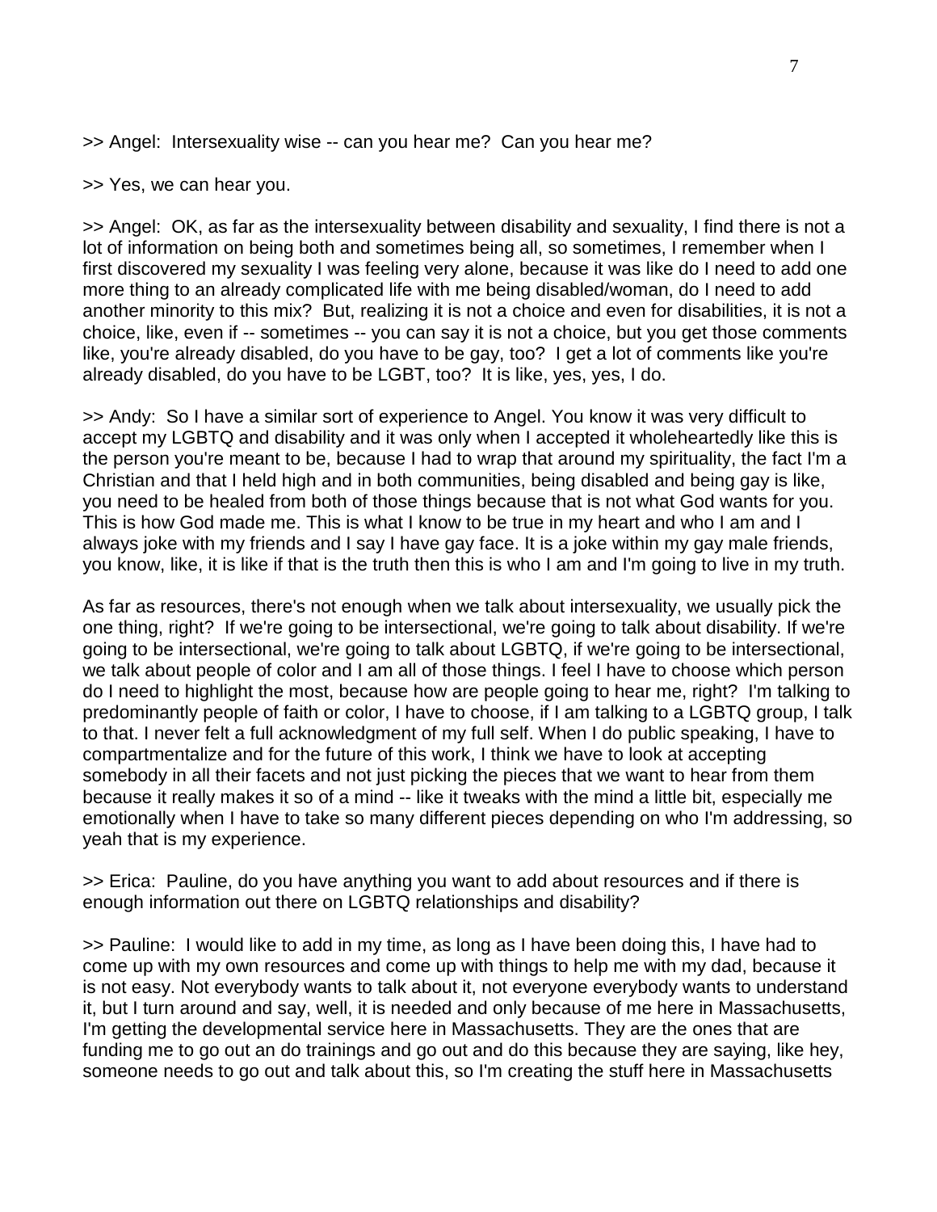>> Angel:  Intersexuality wise -- can you hear me?  Can you hear me?

>> Yes, we can hear you.

>> Angel:  OK, as far as the intersexuality between disability and sexuality, I find there is not a lot of information on being both and sometimes being all, so sometimes, I remember when I first discovered my sexuality I was feeling very alone, because it was like do I need to add one more thing to an already complicated life with me being disabled/woman, do I need to add another minority to this mix?  But, realizing it is not a choice and even for disabilities, it is not a choice, like, even if -- sometimes -- you can say it is not a choice, but you get those comments like, you're already disabled, do you have to be gay, too?  I get a lot of comments like you're already disabled, do you have to be LGBT, too?  It is like, yes, yes, I do.

>> Andy:  So I have a similar sort of experience to Angel. You know it was very difficult to accept my LGBTQ and disability and it was only when I accepted it wholeheartedly like this is the person you're meant to be, because I had to wrap that around my spirituality, the fact I'm a Christian and that I held high and in both communities, being disabled and being gay is like, you need to be healed from both of those things because that is not what God wants for you. This is how God made me. This is what I know to be true in my heart and who I am and I always joke with my friends and I say I have gay face. It is a joke within my gay male friends, you know, like, it is like if that is the truth then this is who I am and I'm going to live in my truth.

As far as resources, there's not enough when we talk about intersexuality, we usually pick the one thing, right?  If we're going to be intersectional, we're going to talk about disability. If we're going to be intersectional, we're going to talk about LGBTQ, if we're going to be intersectional, we talk about people of color and I am all of those things. I feel I have to choose which person do I need to highlight the most, because how are people going to hear me, right?  I'm talking to predominantly people of faith or color, I have to choose, if I am talking to a LGBTQ group, I talk to that. I never felt a full acknowledgment of my full self. When I do public speaking, I have to compartmentalize and for the future of this work, I think we have to look at accepting somebody in all their facets and not just picking the pieces that we want to hear from them because it really makes it so of a mind -- like it tweaks with the mind a little bit, especially me emotionally when I have to take so many different pieces depending on who I'm addressing, so yeah that is my experience.

>> Erica:  Pauline, do you have anything you want to add about resources and if there is enough information out there on LGBTQ relationships and disability?

>> Pauline:  I would like to add in my time, as long as I have been doing this, I have had to come up with my own resources and come up with things to help me with my dad, because it is not easy. Not everybody wants to talk about it, not everyone everybody wants to understand it, but I turn around and say, well, it is needed and only because of me here in Massachusetts, I'm getting the developmental service here in Massachusetts. They are the ones that are funding me to go out an do trainings and go out and do this because they are saying, like hey, someone needs to go out and talk about this, so I'm creating the stuff here in Massachusetts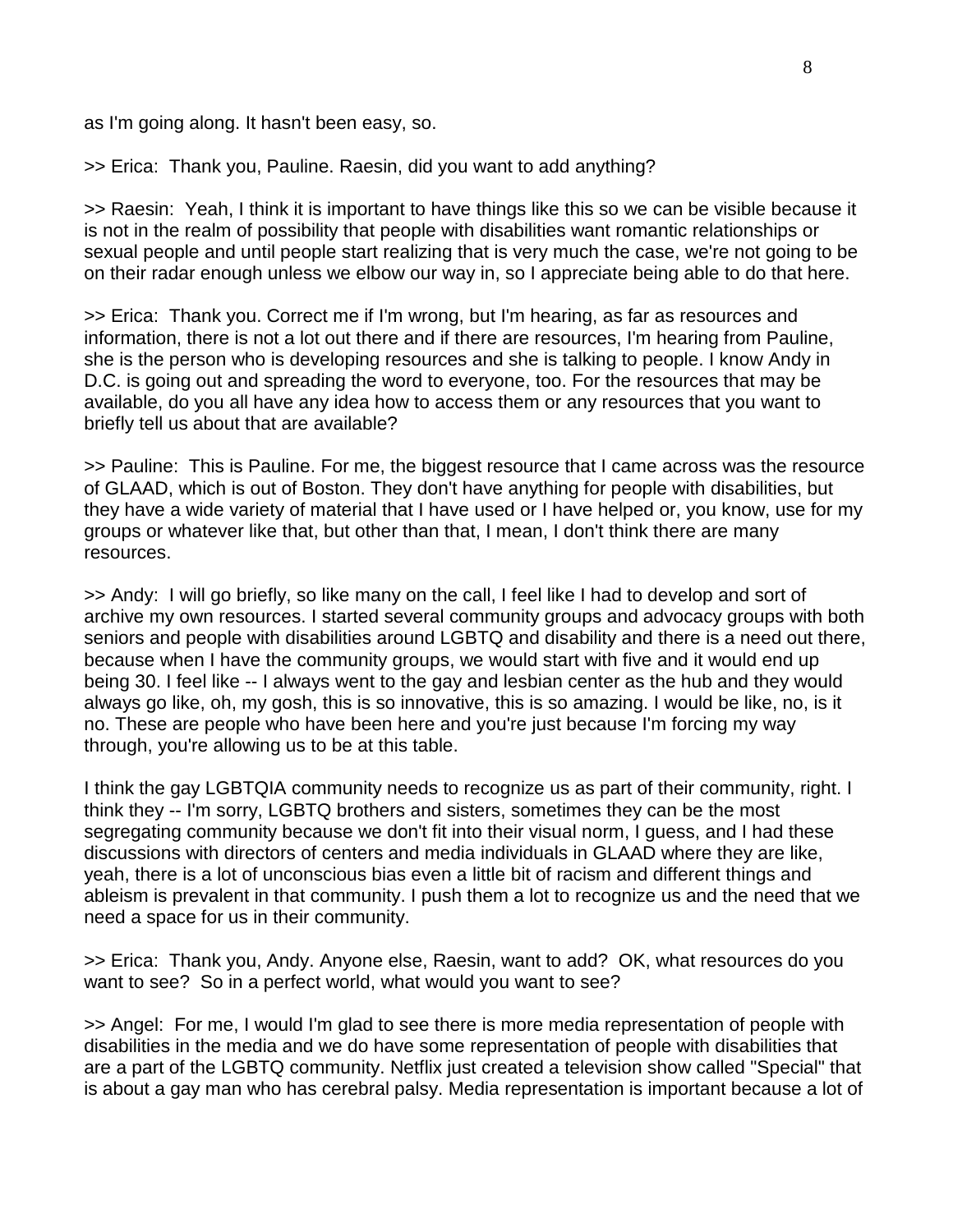as I'm going along. It hasn't been easy, so.

>> Erica:  Thank you, Pauline. Raesin, did you want to add anything?

>> Raesin:  Yeah, I think it is important to have things like this so we can be visible because it is not in the realm of possibility that people with disabilities want romantic relationships or sexual people and until people start realizing that is very much the case, we're not going to be on their radar enough unless we elbow our way in, so I appreciate being able to do that here.

>> Erica:  Thank you. Correct me if I'm wrong, but I'm hearing, as far as resources and information, there is not a lot out there and if there are resources, I'm hearing from Pauline, she is the person who is developing resources and she is talking to people. I know Andy in D.C. is going out and spreading the word to everyone, too. For the resources that may be available, do you all have any idea how to access them or any resources that you want to briefly tell us about that are available?

>> Pauline:  This is Pauline. For me, the biggest resource that I came across was the resource of GLAAD, which is out of Boston. They don't have anything for people with disabilities, but they have a wide variety of material that I have used or I have helped or, you know, use for my groups or whatever like that, but other than that, I mean, I don't think there are many resources.

>> Andy:  I will go briefly, so like many on the call, I feel like I had to develop and sort of archive my own resources. I started several community groups and advocacy groups with both seniors and people with disabilities around LGBTQ and disability and there is a need out there, because when I have the community groups, we would start with five and it would end up being 30. I feel like -- I always went to the gay and lesbian center as the hub and they would always go like, oh, my gosh, this is so innovative, this is so amazing. I would be like, no, is it no. These are people who have been here and you're just because I'm forcing my way through, you're allowing us to be at this table.

I think the gay LGBTQIA community needs to recognize us as part of their community, right. I think they -- I'm sorry, LGBTQ brothers and sisters, sometimes they can be the most segregating community because we don't fit into their visual norm, I guess, and I had these discussions with directors of centers and media individuals in GLAAD where they are like, yeah, there is a lot of unconscious bias even a little bit of racism and different things and ableism is prevalent in that community. I push them a lot to recognize us and the need that we need a space for us in their community.

>> Erica:  Thank you, Andy. Anyone else, Raesin, want to add?  OK, what resources do you want to see?  So in a perfect world, what would you want to see?

>> Angel:  For me, I would I'm glad to see there is more media representation of people with disabilities in the media and we do have some representation of people with disabilities that are a part of the LGBTQ community. Netflix just created a television show called "Special" that is about a gay man who has cerebral palsy. Media representation is important because a lot of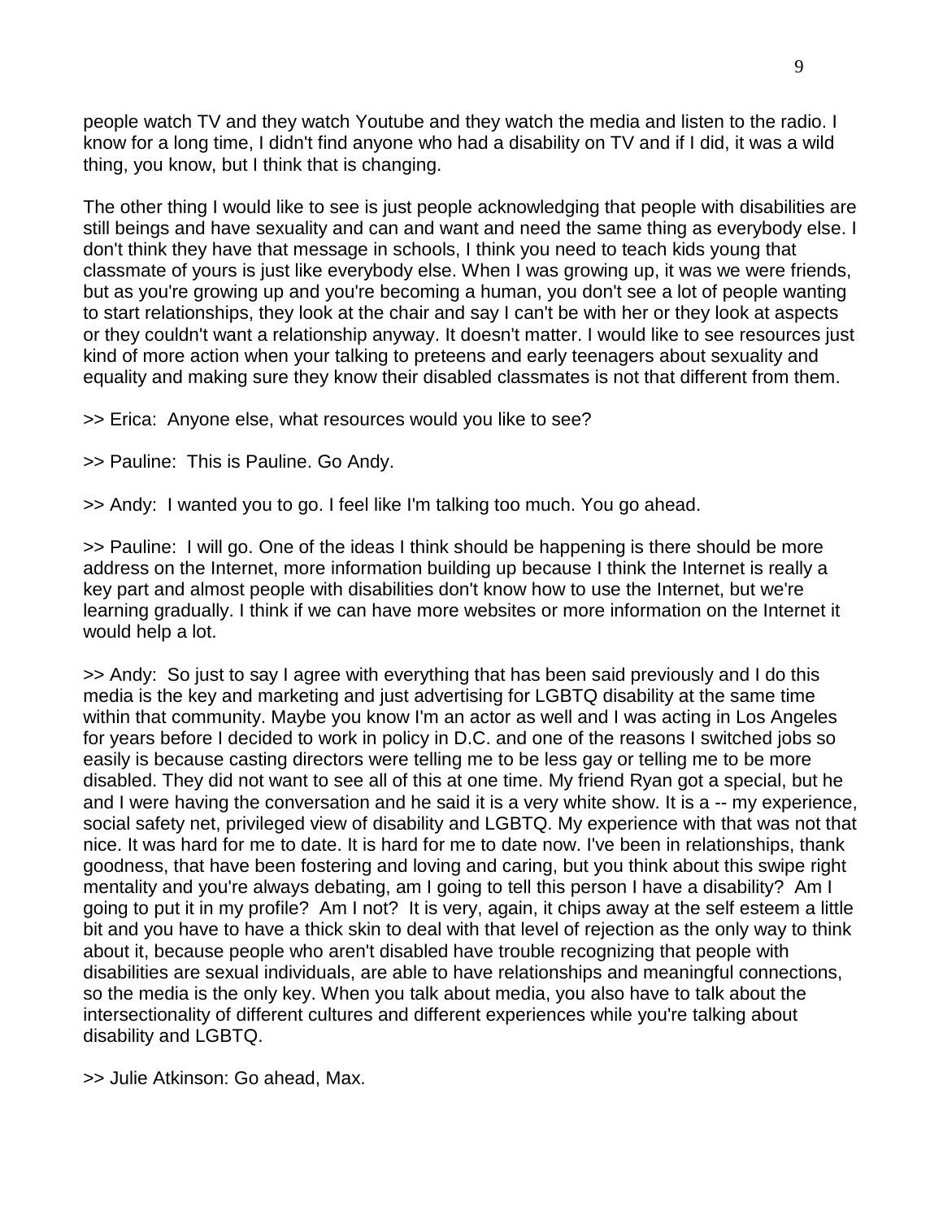people watch TV and they watch Youtube and they watch the media and listen to the radio. I know for a long time, I didn't find anyone who had a disability on TV and if I did, it was a wild thing, you know, but I think that is changing.

The other thing I would like to see is just people acknowledging that people with disabilities are still beings and have sexuality and can and want and need the same thing as everybody else. I don't think they have that message in schools, I think you need to teach kids young that classmate of yours is just like everybody else. When I was growing up, it was we were friends, but as you're growing up and you're becoming a human, you don't see a lot of people wanting to start relationships, they look at the chair and say I can't be with her or they look at aspects or they couldn't want a relationship anyway. It doesn't matter. I would like to see resources just kind of more action when your talking to preteens and early teenagers about sexuality and equality and making sure they know their disabled classmates is not that different from them.

>> Erica: Anyone else, what resources would you like to see?

>> Pauline: This is Pauline. Go Andy.

>> Andy: I wanted you to go. I feel like I'm talking too much. You go ahead.

>> Pauline: I will go. One of the ideas I think should be happening is there should be more address on the Internet, more information building up because I think the Internet is really a key part and almost people with disabilities don't know how to use the Internet, but we're learning gradually. I think if we can have more websites or more information on the Internet it would help a lot.

>> Andy: So just to say I agree with everything that has been said previously and I do this media is the key and marketing and just advertising for LGBTQ disability at the same time within that community. Maybe you know I'm an actor as well and I was acting in Los Angeles for years before I decided to work in policy in D.C. and one of the reasons I switched jobs so easily is because casting directors were telling me to be less gay or telling me to be more disabled. They did not want to see all of this at one time. My friend Ryan got a special, but he and I were having the conversation and he said it is a very white show. It is a -- my experience, social safety net, privileged view of disability and LGBTQ. My experience with that was not that nice. It was hard for me to date. It is hard for me to date now. I've been in relationships, thank goodness, that have been fostering and loving and caring, but you think about this swipe right mentality and you're always debating, am I going to tell this person I have a disability? Am I going to put it in my profile? Am I not? It is very, again, it chips away at the self esteem a little bit and you have to have a thick skin to deal with that level of rejection as the only way to think about it, because people who aren't disabled have trouble recognizing that people with disabilities are sexual individuals, are able to have relationships and meaningful connections, so the media is the only key. When you talk about media, you also have to talk about the intersectionality of different cultures and different experiences while you're talking about disability and LGBTQ.

>> Julie Atkinson: Go ahead, Max.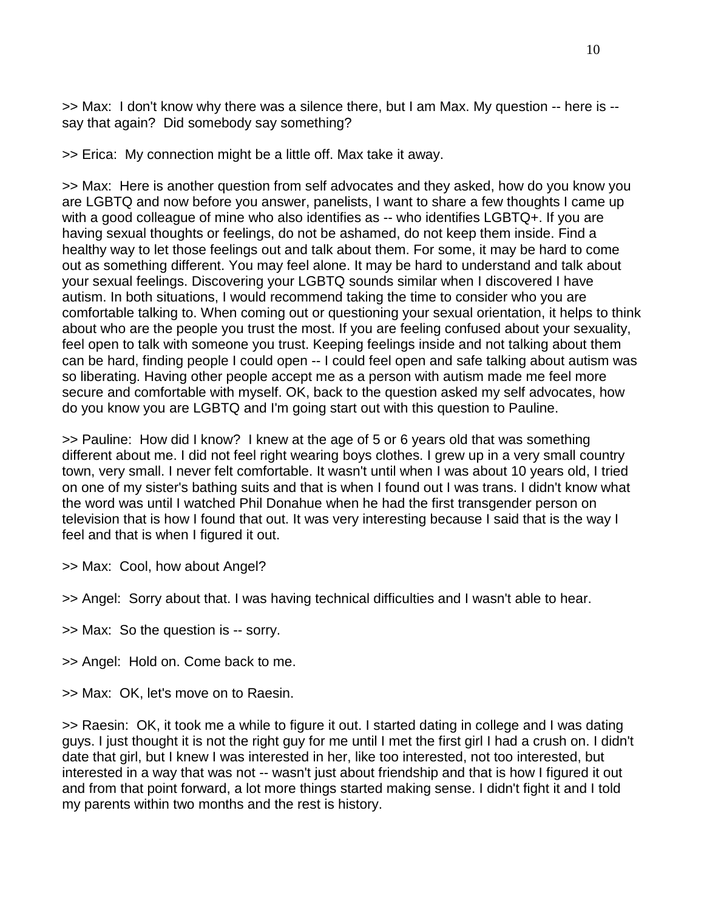>> Max: I don't know why there was a silence there, but I am Max. My question -- here is -- say that again? Did somebody say something?

>> Erica: My connection might be a little off. Max take it away.

>> Max: Here is another question from self advocates and they asked, how do you know you are LGBTQ and now before you answer, panelists, I want to share a few thoughts I came up with a good colleague of mine who also identifies as -- who identifies LGBTQ+. If you are having sexual thoughts or feelings, do not be ashamed, do not keep them inside. Find a healthy way to let those feelings out and talk about them. For some, it may be hard to come out as something different. You may feel alone. It may be hard to understand and talk about your sexual feelings. Discovering your LGBTQ sounds similar when I discovered I have autism. In both situations, I would recommend taking the time to consider who you are comfortable talking to. When coming out or questioning your sexual orientation, it helps to think about who are the people you trust the most. If you are feeling confused about your sexuality, feel open to talk with someone you trust. Keeping feelings inside and not talking about them can be hard, finding people I could open -- I could feel open and safe talking about autism was so liberating. Having other people accept me as a person with autism made me feel more secure and comfortable with myself. OK, back to the question asked my self advocates, how do you know you are LGBTQ and I'm going start out with this question to Pauline.

>> Pauline: How did I know? I knew at the age of 5 or 6 years old that was something different about me. I did not feel right wearing boys clothes. I grew up in a very small country town, very small. I never felt comfortable. It wasn't until when I was about 10 years old, I tried on one of my sister's bathing suits and that is when I found out I was trans. I didn't know what the word was until I watched Phil Donahue when he had the first transgender person on television that is how I found that out. It was very interesting because I said that is the way I feel and that is when I figured it out.

>> Max: Cool, how about Angel?

>> Angel: Sorry about that. I was having technical difficulties and I wasn't able to hear.

>> Max: So the question is -- sorry.

>> Angel: Hold on. Come back to me.

>> Max: OK, let's move on to Raesin.

>> Raesin: OK, it took me a while to figure it out. I started dating in college and I was dating guys. I just thought it is not the right guy for me until I met the first girl I had a crush on. I didn't date that girl, but I knew I was interested in her, like too interested, not too interested, but interested in a way that was not -- wasn't just about friendship and that is how I figured it out and from that point forward, a lot more things started making sense. I didn't fight it and I told my parents within two months and the rest is history.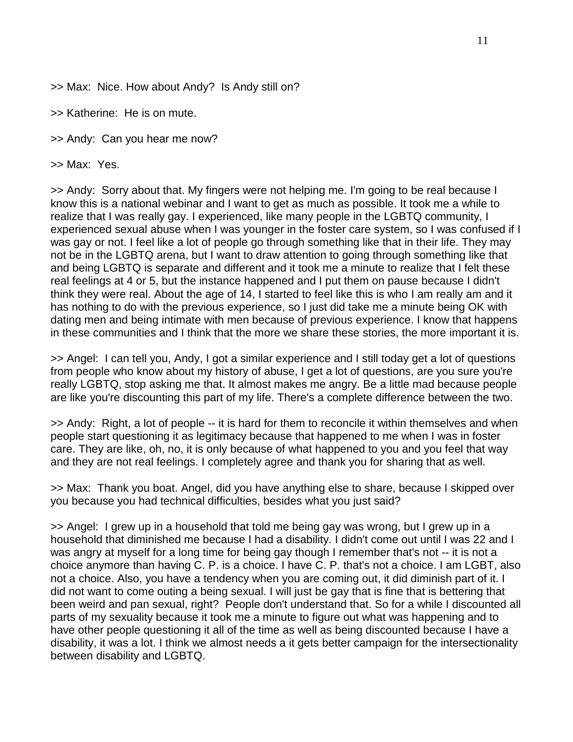>> Max: Nice. How about Andy? Is Andy still on?

>> Katherine: He is on mute.

>> Andy: Can you hear me now?

>> Max: Yes.

>> Andy: Sorry about that. My fingers were not helping me. I'm going to be real because I know this is a national webinar and I want to get as much as possible. It took me a while to realize that I was really gay. I experienced, like many people in the LGBTQ community, I experienced sexual abuse when I was younger in the foster care system, so I was confused if I was gay or not. I feel like a lot of people go through something like that in their life. They may not be in the LGBTQ arena, but I want to draw attention to going through something like that and being LGBTQ is separate and different and it took me a minute to realize that I felt these real feelings at 4 or 5, but the instance happened and I put them on pause because I didn't think they were real. About the age of 14, I started to feel like this is who I am really am and it has nothing to do with the previous experience, so I just did take me a minute being OK with dating men and being intimate with men because of previous experience. I know that happens in these communities and I think that the more we share these stories, the more important it is.

>> Angel: I can tell you, Andy, I got a similar experience and I still today get a lot of questions from people who know about my history of abuse, I get a lot of questions, are you sure you're really LGBTQ, stop asking me that. It almost makes me angry. Be a little mad because people are like you're discounting this part of my life. There's a complete difference between the two.

>> Andy: Right, a lot of people -- it is hard for them to reconcile it within themselves and when people start questioning it as legitimacy because that happened to me when I was in foster care. They are like, oh, no, it is only because of what happened to you and you feel that way and they are not real feelings. I completely agree and thank you for sharing that as well.

>> Max: Thank you boat. Angel, did you have anything else to share, because I skipped over you because you had technical difficulties, besides what you just said?

>> Angel: I grew up in a household that told me being gay was wrong, but I grew up in a household that diminished me because I had a disability. I didn't come out until I was 22 and I was angry at myself for a long time for being gay though I remember that's not -- it is not a choice anymore than having C. P. is a choice. I have C. P. that's not a choice. I am LGBT, also not a choice. Also, you have a tendency when you are coming out, it did diminish part of it. I did not want to come outing a being sexual. I will just be gay that is fine that is bettering that been weird and pan sexual, right? People don't understand that. So for a while I discounted all parts of my sexuality because it took me a minute to figure out what was happening and to have other people questioning it all of the time as well as being discounted because I have a disability, it was a lot. I think we almost needs a it gets better campaign for the intersectionality between disability and LGBTQ.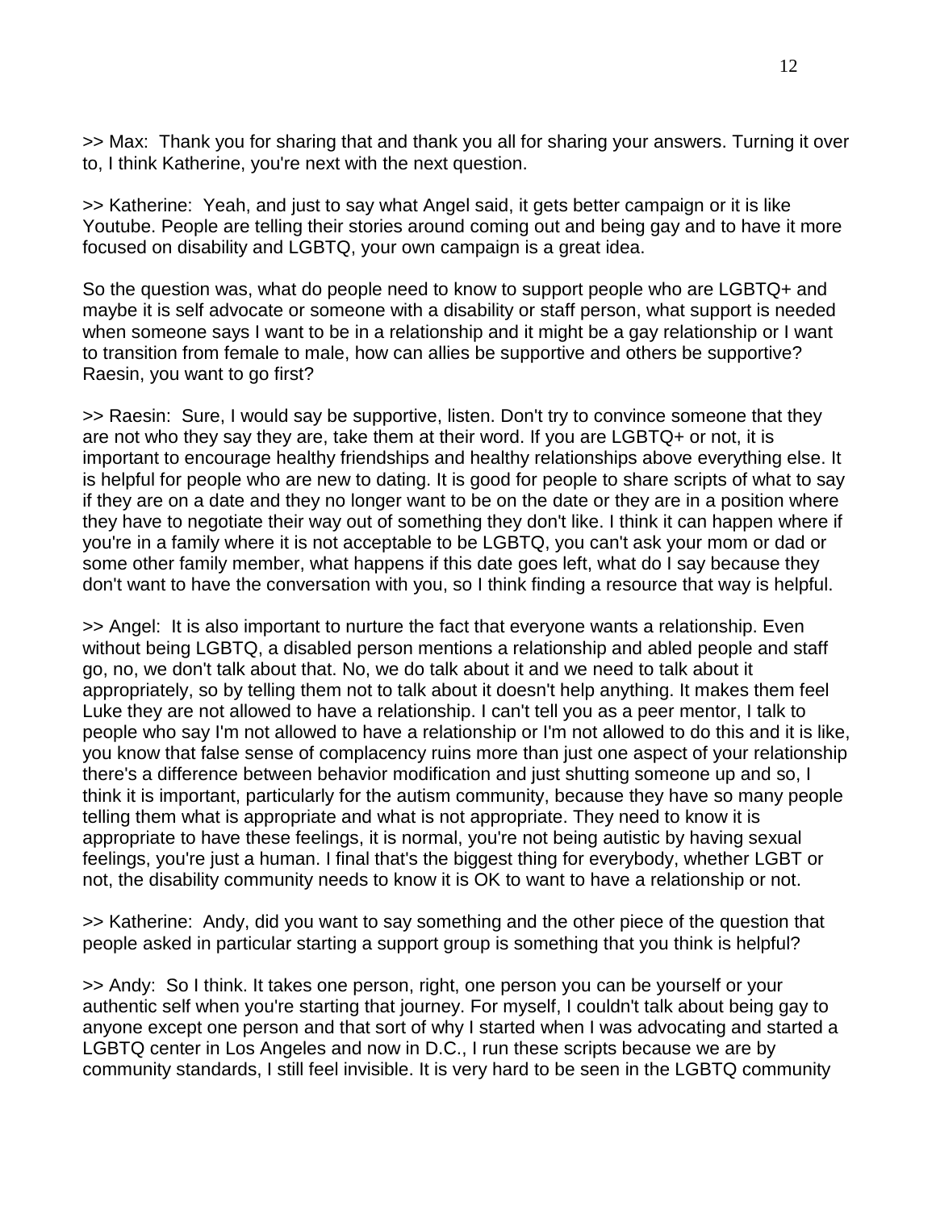>> Max: Thank you for sharing that and thank you all for sharing your answers. Turning it over to, I think Katherine, you're next with the next question.

>> Katherine: Yeah, and just to say what Angel said, it gets better campaign or it is like Youtube. People are telling their stories around coming out and being gay and to have it more focused on disability and LGBTQ, your own campaign is a great idea.

So the question was, what do people need to know to support people who are LGBTQ+ and maybe it is self advocate or someone with a disability or staff person, what support is needed when someone says I want to be in a relationship and it might be a gay relationship or I want to transition from female to male, how can allies be supportive and others be supportive? Raesin, you want to go first?

>> Raesin: Sure, I would say be supportive, listen. Don't try to convince someone that they are not who they say they are, take them at their word. If you are LGBTQ+ or not, it is important to encourage healthy friendships and healthy relationships above everything else. It is helpful for people who are new to dating. It is good for people to share scripts of what to say if they are on a date and they no longer want to be on the date or they are in a position where they have to negotiate their way out of something they don't like. I think it can happen where if you're in a family where it is not acceptable to be LGBTQ, you can't ask your mom or dad or some other family member, what happens if this date goes left, what do I say because they don't want to have the conversation with you, so I think finding a resource that way is helpful.

>> Angel: It is also important to nurture the fact that everyone wants a relationship. Even without being LGBTQ, a disabled person mentions a relationship and abled people and staff go, no, we don't talk about that. No, we do talk about it and we need to talk about it appropriately, so by telling them not to talk about it doesn't help anything. It makes them feel Luke they are not allowed to have a relationship. I can't tell you as a peer mentor, I talk to people who say I'm not allowed to have a relationship or I'm not allowed to do this and it is like, you know that false sense of complacency ruins more than just one aspect of your relationship there's a difference between behavior modification and just shutting someone up and so, I think it is important, particularly for the autism community, because they have so many people telling them what is appropriate and what is not appropriate. They need to know it is appropriate to have these feelings, it is normal, you're not being autistic by having sexual feelings, you're just a human. I final that's the biggest thing for everybody, whether LGBT or not, the disability community needs to know it is OK to want to have a relationship or not.

>> Katherine: Andy, did you want to say something and the other piece of the question that people asked in particular starting a support group is something that you think is helpful?

>> Andy: So I think. It takes one person, right, one person you can be yourself or your authentic self when you're starting that journey. For myself, I couldn't talk about being gay to anyone except one person and that sort of why I started when I was advocating and started a LGBTQ center in Los Angeles and now in D.C., I run these scripts because we are by community standards, I still feel invisible. It is very hard to be seen in the LGBTQ community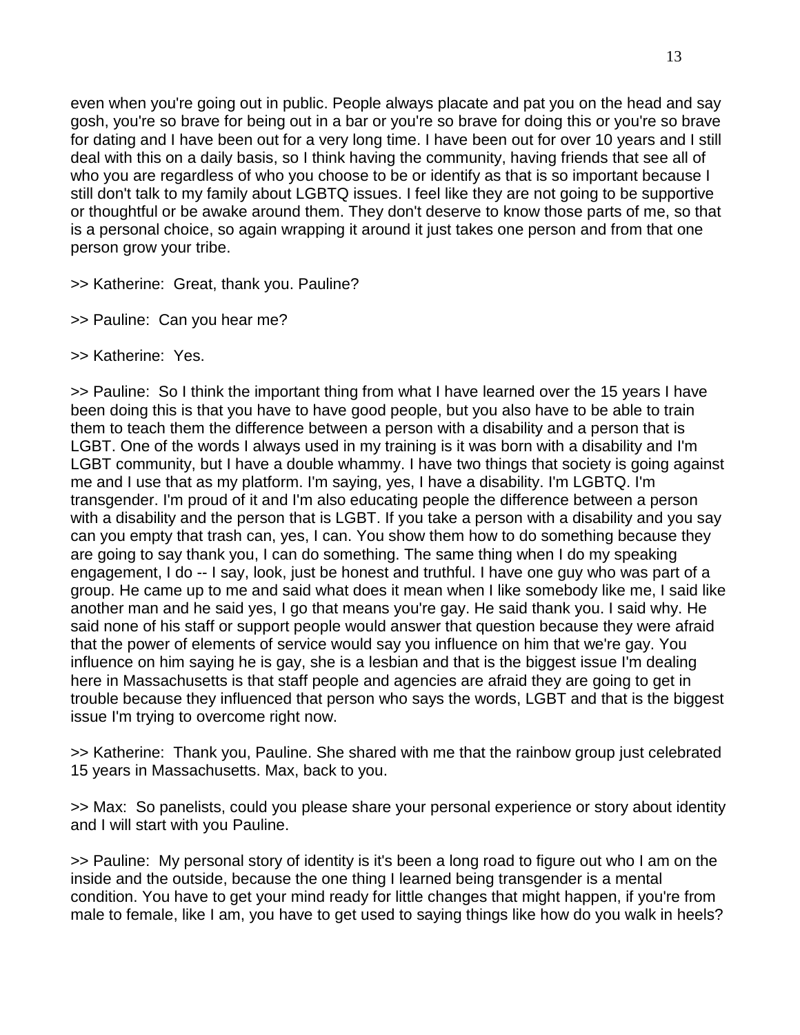even when you're going out in public. People always placate and pat you on the head and say gosh, you're so brave for being out in a bar or you're so brave for doing this or you're so brave for dating and I have been out for a very long time. I have been out for over 10 years and I still deal with this on a daily basis, so I think having the community, having friends that see all of who you are regardless of who you choose to be or identify as that is so important because I still don't talk to my family about LGBTQ issues. I feel like they are not going to be supportive or thoughtful or be awake around them. They don't deserve to know those parts of me, so that is a personal choice, so again wrapping it around it just takes one person and from that one person grow your tribe.

>> Katherine: Great, thank you. Pauline?

>> Pauline: Can you hear me?

>> Katherine: Yes.

>> Pauline: So I think the important thing from what I have learned over the 15 years I have been doing this is that you have to have good people, but you also have to be able to train them to teach them the difference between a person with a disability and a person that is LGBT. One of the words I always used in my training is it was born with a disability and I'm LGBT community, but I have a double whammy. I have two things that society is going against me and I use that as my platform. I'm saying, yes, I have a disability. I'm LGBTQ. I'm transgender. I'm proud of it and I'm also educating people the difference between a person with a disability and the person that is LGBT. If you take a person with a disability and you say can you empty that trash can, yes, I can. You show them how to do something because they are going to say thank you, I can do something. The same thing when I do my speaking engagement, I do -- I say, look, just be honest and truthful. I have one guy who was part of a group. He came up to me and said what does it mean when I like somebody like me, I said like another man and he said yes, I go that means you're gay. He said thank you. I said why. He said none of his staff or support people would answer that question because they were afraid that the power of elements of service would say you influence on him that we're gay. You influence on him saying he is gay, she is a lesbian and that is the biggest issue I'm dealing here in Massachusetts is that staff people and agencies are afraid they are going to get in trouble because they influenced that person who says the words, LGBT and that is the biggest issue I'm trying to overcome right now.

>> Katherine: Thank you, Pauline. She shared with me that the rainbow group just celebrated 15 years in Massachusetts. Max, back to you.

>> Max: So panelists, could you please share your personal experience or story about identity and I will start with you Pauline.

>> Pauline: My personal story of identity is it's been a long road to figure out who I am on the inside and the outside, because the one thing I learned being transgender is a mental condition. You have to get your mind ready for little changes that might happen, if you're from male to female, like I am, you have to get used to saying things like how do you walk in heels?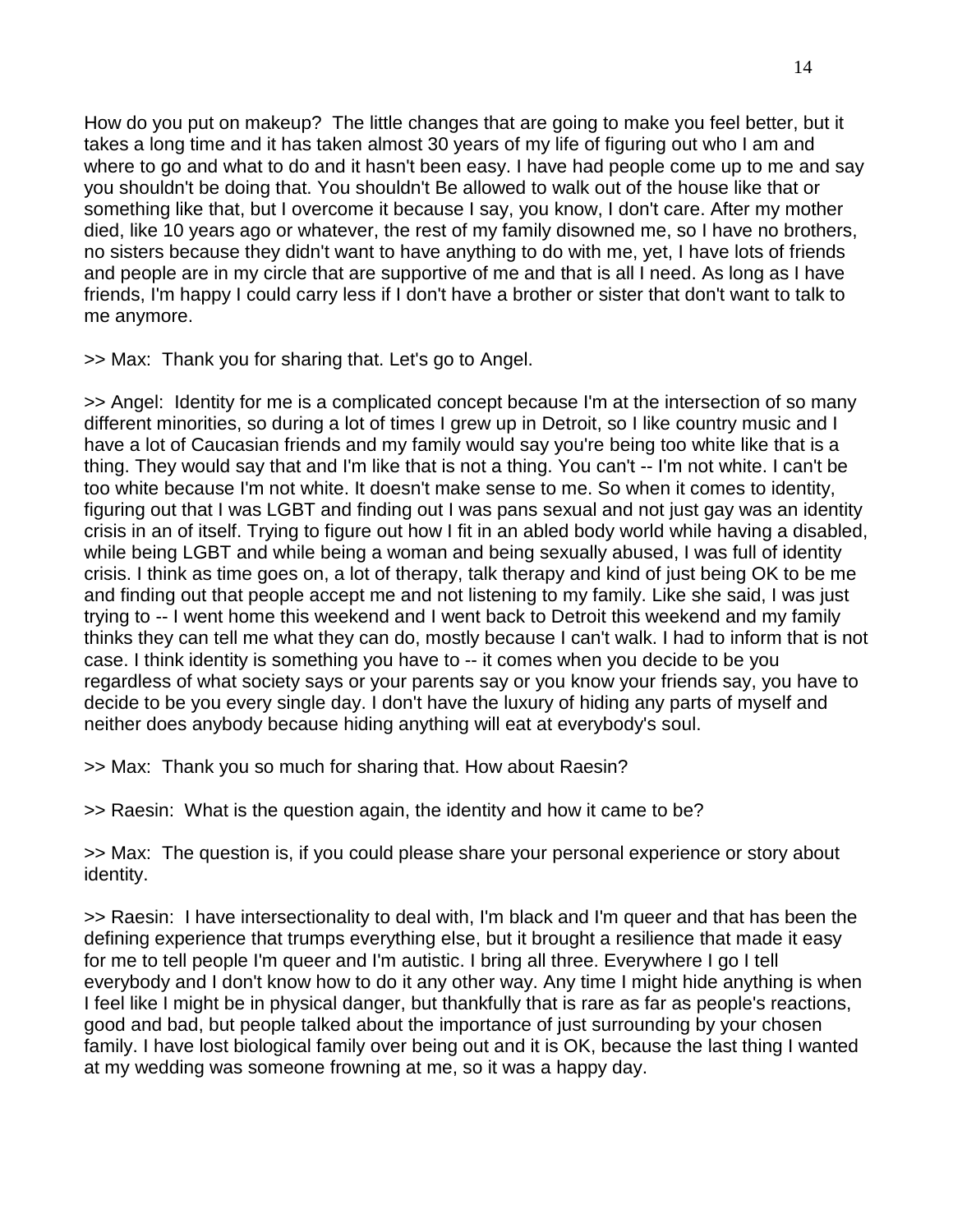How do you put on makeup? The little changes that are going to make you feel better, but it takes a long time and it has taken almost 30 years of my life of figuring out who I am and where to go and what to do and it hasn't been easy. I have had people come up to me and say you shouldn't be doing that. You shouldn't Be allowed to walk out of the house like that or something like that, but I overcome it because I say, you know, I don't care. After my mother died, like 10 years ago or whatever, the rest of my family disowned me, so I have no brothers, no sisters because they didn't want to have anything to do with me, yet, I have lots of friends and people are in my circle that are supportive of me and that is all I need. As long as I have friends, I'm happy I could carry less if I don't have a brother or sister that don't want to talk to me anymore.

>> Max: Thank you for sharing that. Let's go to Angel.

>> Angel: Identity for me is a complicated concept because I'm at the intersection of so many different minorities, so during a lot of times I grew up in Detroit, so I like country music and I have a lot of Caucasian friends and my family would say you're being too white like that is a thing. They would say that and I'm like that is not a thing. You can't -- I'm not white. I can't be too white because I'm not white. It doesn't make sense to me. So when it comes to identity, figuring out that I was LGBT and finding out I was pans sexual and not just gay was an identity crisis in an of itself. Trying to figure out how I fit in an abled body world while having a disabled, while being LGBT and while being a woman and being sexually abused, I was full of identity crisis. I think as time goes on, a lot of therapy, talk therapy and kind of just being OK to be me and finding out that people accept me and not listening to my family. Like she said, I was just trying to -- I went home this weekend and I went back to Detroit this weekend and my family thinks they can tell me what they can do, mostly because I can't walk. I had to inform that is not case. I think identity is something you have to -- it comes when you decide to be you regardless of what society says or your parents say or you know your friends say, you have to decide to be you every single day. I don't have the luxury of hiding any parts of myself and neither does anybody because hiding anything will eat at everybody's soul.

>> Max: Thank you so much for sharing that. How about Raesin?

>> Raesin: What is the question again, the identity and how it came to be?

>> Max: The question is, if you could please share your personal experience or story about identity.

>> Raesin: I have intersectionality to deal with, I'm black and I'm queer and that has been the defining experience that trumps everything else, but it brought a resilience that made it easy for me to tell people I'm queer and I'm autistic. I bring all three. Everywhere I go I tell everybody and I don't know how to do it any other way. Any time I might hide anything is when I feel like I might be in physical danger, but thankfully that is rare as far as people's reactions, good and bad, but people talked about the importance of just surrounding by your chosen family. I have lost biological family over being out and it is OK, because the last thing I wanted at my wedding was someone frowning at me, so it was a happy day.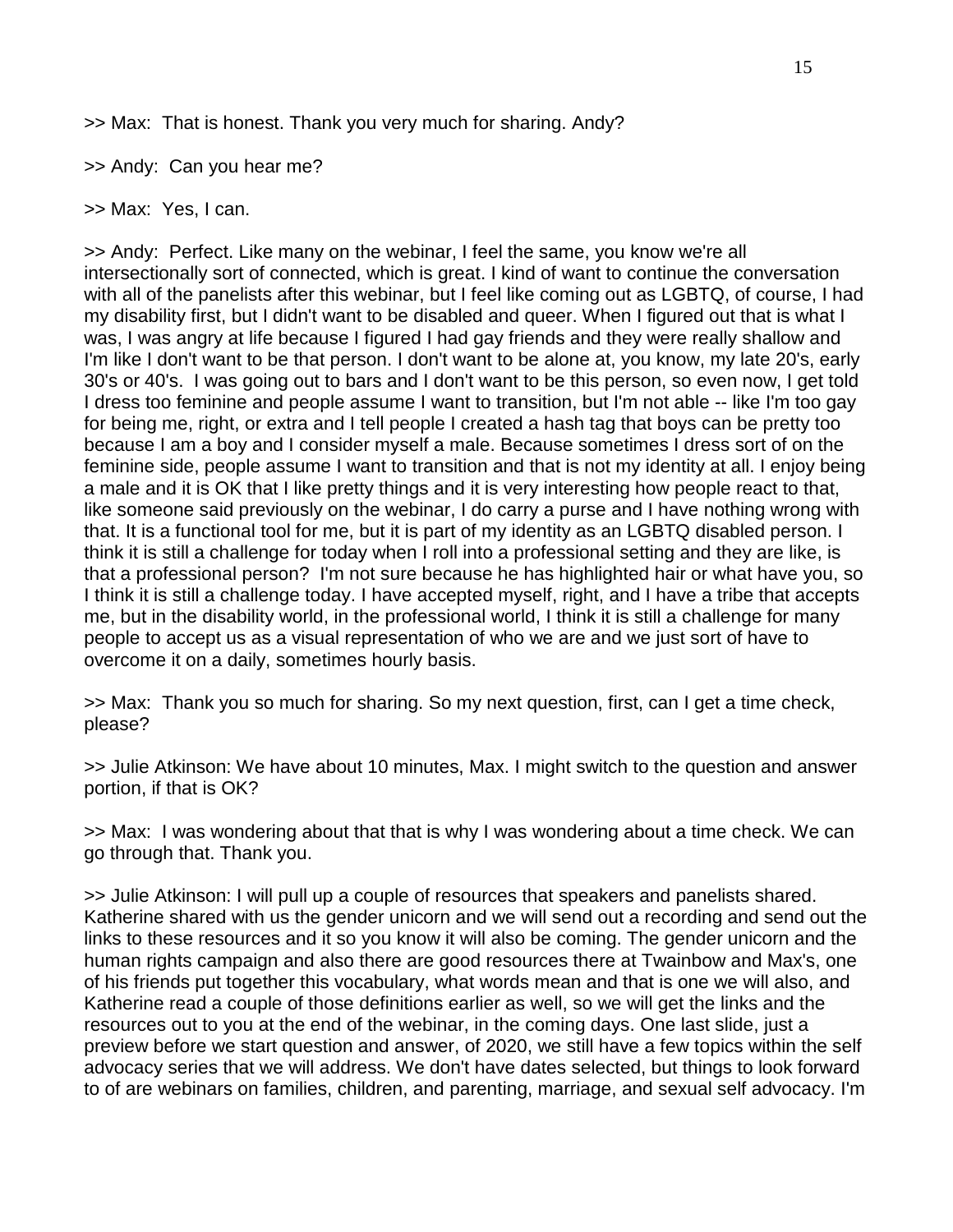>> Max:  That is honest. Thank you very much for sharing. Andy?

>> Andy:  Can you hear me?

>> Max:  Yes, I can.

>> Andy:  Perfect. Like many on the webinar, I feel the same, you know we're all intersectionally sort of connected, which is great. I kind of want to continue the conversation with all of the panelists after this webinar, but I feel like coming out as LGBTQ, of course, I had my disability first, but I didn't want to be disabled and queer. When I figured out that is what I was, I was angry at life because I figured I had gay friends and they were really shallow and I'm like I don't want to be that person. I don't want to be alone at, you know, my late 20's, early 30's or 40's.  I was going out to bars and I don't want to be this person, so even now, I get told I dress too feminine and people assume I want to transition, but I'm not able -- like I'm too gay for being me, right, or extra and I tell people I created a hash tag that boys can be pretty too because I am a boy and I consider myself a male. Because sometimes I dress sort of on the feminine side, people assume I want to transition and that is not my identity at all. I enjoy being a male and it is OK that I like pretty things and it is very interesting how people react to that, like someone said previously on the webinar, I do carry a purse and I have nothing wrong with that. It is a functional tool for me, but it is part of my identity as an LGBTQ disabled person. I think it is still a challenge for today when I roll into a professional setting and they are like, is that a professional person?  I'm not sure because he has highlighted hair or what have you, so I think it is still a challenge today. I have accepted myself, right, and I have a tribe that accepts me, but in the disability world, in the professional world, I think it is still a challenge for many people to accept us as a visual representation of who we are and we just sort of have to overcome it on a daily, sometimes hourly basis.

>> Max:  Thank you so much for sharing. So my next question, first, can I get a time check, please?

>> Julie Atkinson: We have about 10 minutes, Max. I might switch to the question and answer portion, if that is OK?

>> Max:  I was wondering about that that is why I was wondering about a time check. We can go through that. Thank you.

>> Julie Atkinson: I will pull up a couple of resources that speakers and panelists shared. Katherine shared with us the gender unicorn and we will send out a recording and send out the links to these resources and it so you know it will also be coming. The gender unicorn and the human rights campaign and also there are good resources there at Twainbow and Max's, one of his friends put together this vocabulary, what words mean and that is one we will also, and Katherine read a couple of those definitions earlier as well, so we will get the links and the resources out to you at the end of the webinar, in the coming days. One last slide, just a preview before we start question and answer, of 2020, we still have a few topics within the self advocacy series that we will address. We don't have dates selected, but things to look forward to of are webinars on families, children, and parenting, marriage, and sexual self advocacy. I'm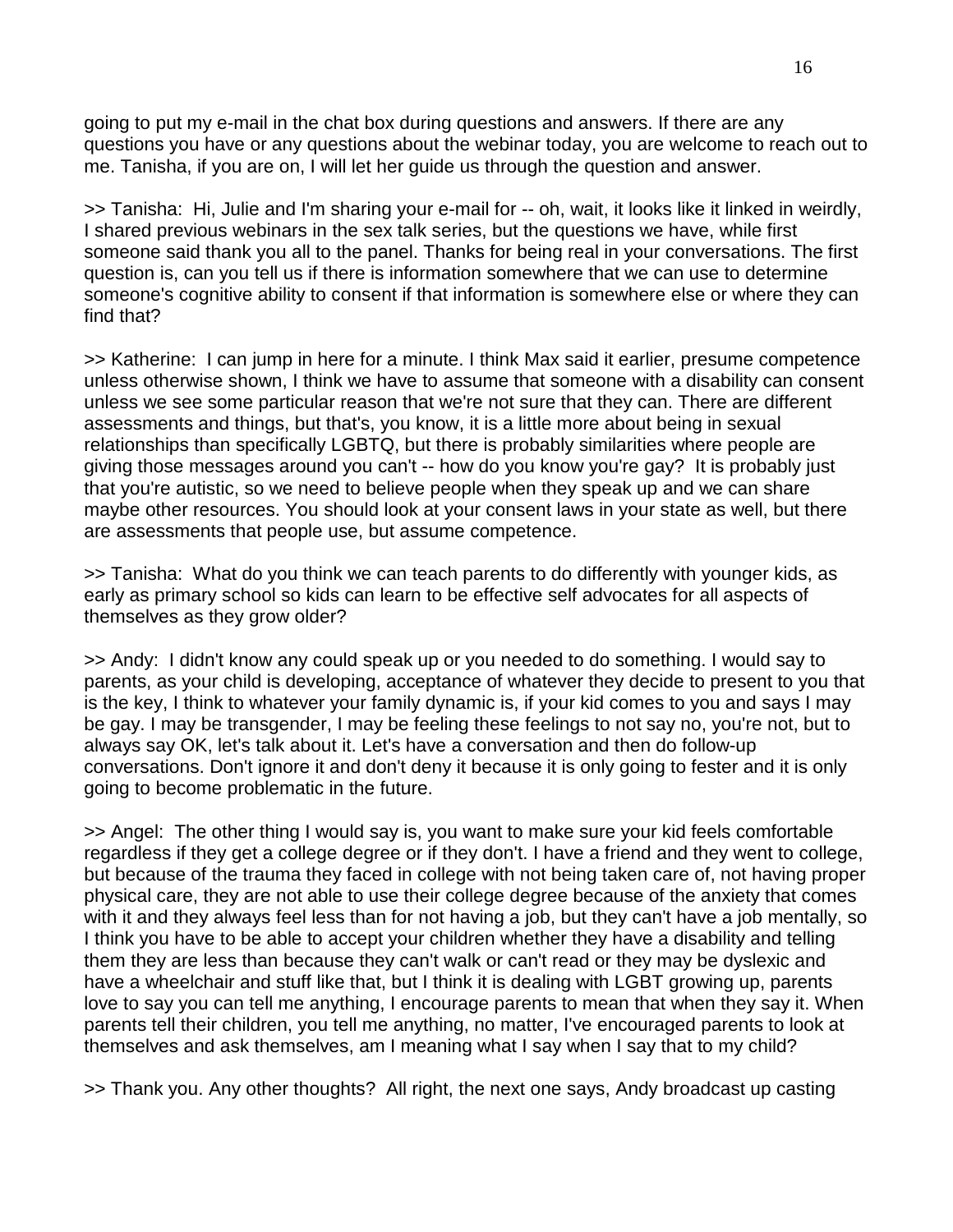going to put my e-mail in the chat box during questions and answers. If there are any questions you have or any questions about the webinar today, you are welcome to reach out to me. Tanisha, if you are on, I will let her guide us through the question and answer.

>> Tanisha: Hi, Julie and I'm sharing your e-mail for -- oh, wait, it looks like it linked in weirdly, I shared previous webinars in the sex talk series, but the questions we have, while first someone said thank you all to the panel. Thanks for being real in your conversations. The first question is, can you tell us if there is information somewhere that we can use to determine someone's cognitive ability to consent if that information is somewhere else or where they can find that?

>> Katherine: I can jump in here for a minute. I think Max said it earlier, presume competence unless otherwise shown, I think we have to assume that someone with a disability can consent unless we see some particular reason that we're not sure that they can. There are different assessments and things, but that's, you know, it is a little more about being in sexual relationships than specifically LGBTQ, but there is probably similarities where people are giving those messages around you can't -- how do you know you're gay? It is probably just that you're autistic, so we need to believe people when they speak up and we can share maybe other resources. You should look at your consent laws in your state as well, but there are assessments that people use, but assume competence.

>> Tanisha: What do you think we can teach parents to do differently with younger kids, as early as primary school so kids can learn to be effective self advocates for all aspects of themselves as they grow older?

>> Andy: I didn't know any could speak up or you needed to do something. I would say to parents, as your child is developing, acceptance of whatever they decide to present to you that is the key, I think to whatever your family dynamic is, if your kid comes to you and says I may be gay. I may be transgender, I may be feeling these feelings to not say no, you're not, but to always say OK, let's talk about it. Let's have a conversation and then do follow-up conversations. Don't ignore it and don't deny it because it is only going to fester and it is only going to become problematic in the future.

>> Angel: The other thing I would say is, you want to make sure your kid feels comfortable regardless if they get a college degree or if they don't. I have a friend and they went to college, but because of the trauma they faced in college with not being taken care of, not having proper physical care, they are not able to use their college degree because of the anxiety that comes with it and they always feel less than for not having a job, but they can't have a job mentally, so I think you have to be able to accept your children whether they have a disability and telling them they are less than because they can't walk or can't read or they may be dyslexic and have a wheelchair and stuff like that, but I think it is dealing with LGBT growing up, parents love to say you can tell me anything, I encourage parents to mean that when they say it. When parents tell their children, you tell me anything, no matter, I've encouraged parents to look at themselves and ask themselves, am I meaning what I say when I say that to my child?

>> Thank you. Any other thoughts? All right, the next one says, Andy broadcast up casting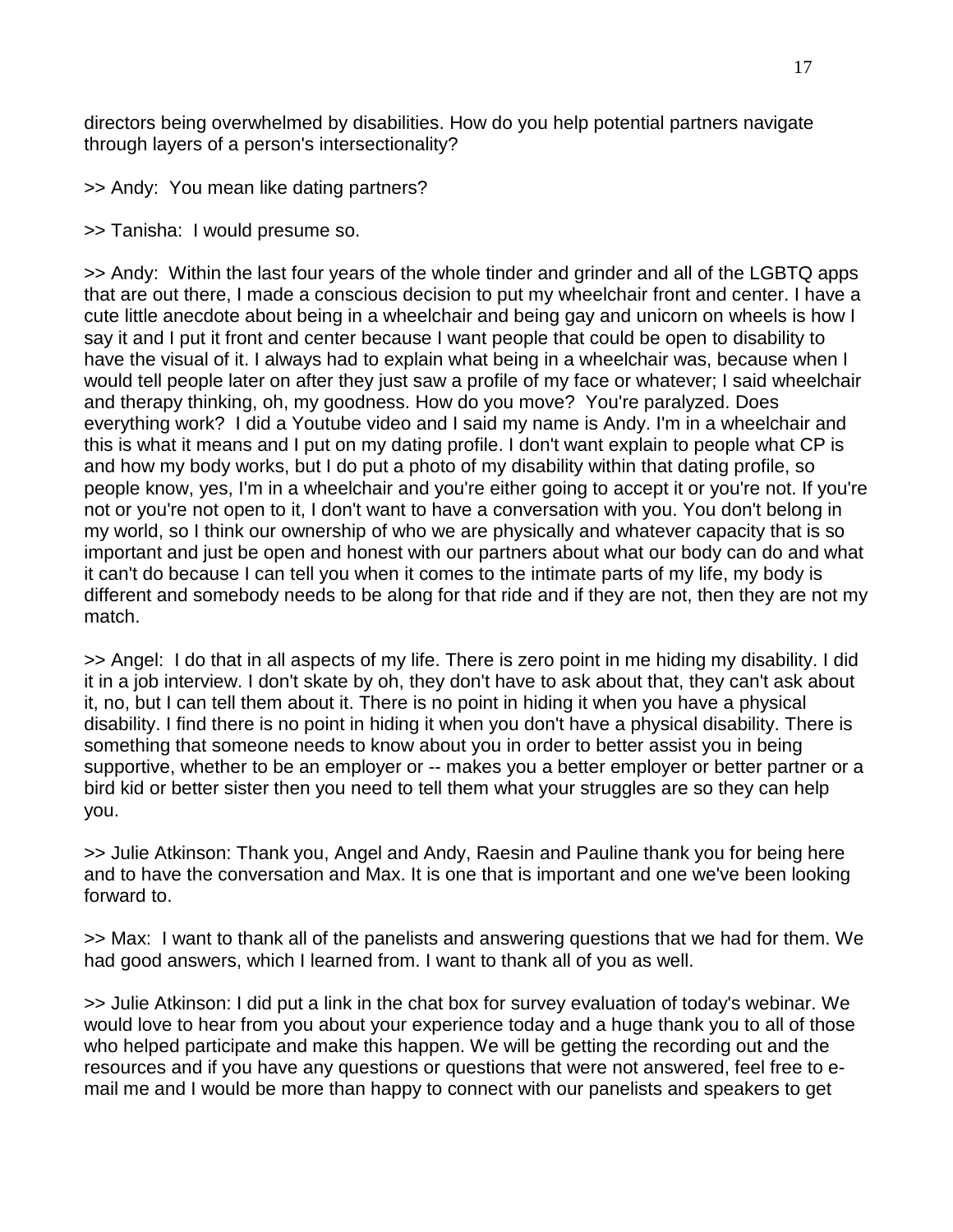directors being overwhelmed by disabilities. How do you help potential partners navigate through layers of a person's intersectionality?

>> Andy:  You mean like dating partners?

>> Tanisha:  I would presume so.

>> Andy:  Within the last four years of the whole tinder and grinder and all of the LGBTQ apps that are out there, I made a conscious decision to put my wheelchair front and center. I have a cute little anecdote about being in a wheelchair and being gay and unicorn on wheels is how I say it and I put it front and center because I want people that could be open to disability to have the visual of it. I always had to explain what being in a wheelchair was, because when I would tell people later on after they just saw a profile of my face or whatever; I said wheelchair and therapy thinking, oh, my goodness. How do you move?  You're paralyzed. Does everything work?  I did a Youtube video and I said my name is Andy. I'm in a wheelchair and this is what it means and I put on my dating profile. I don't want explain to people what CP is and how my body works, but I do put a photo of my disability within that dating profile, so people know, yes, I'm in a wheelchair and you're either going to accept it or you're not. If you're not or you're not open to it, I don't want to have a conversation with you. You don't belong in my world, so I think our ownership of who we are physically and whatever capacity that is so important and just be open and honest with our partners about what our body can do and what it can't do because I can tell you when it comes to the intimate parts of my life, my body is different and somebody needs to be along for that ride and if they are not, then they are not my match.

>> Angel:  I do that in all aspects of my life. There is zero point in me hiding my disability. I did it in a job interview. I don't skate by oh, they don't have to ask about that, they can't ask about it, no, but I can tell them about it. There is no point in hiding it when you have a physical disability. I find there is no point in hiding it when you don't have a physical disability. There is something that someone needs to know about you in order to better assist you in being supportive, whether to be an employer or -- makes you a better employer or better partner or a bird kid or better sister then you need to tell them what your struggles are so they can help you.

>> Julie Atkinson: Thank you, Angel and Andy, Raesin and Pauline thank you for being here and to have the conversation and Max. It is one that is important and one we've been looking forward to.

>> Max:  I want to thank all of the panelists and answering questions that we had for them. We had good answers, which I learned from. I want to thank all of you as well.

>> Julie Atkinson: I did put a link in the chat box for survey evaluation of today's webinar. We would love to hear from you about your experience today and a huge thank you to all of those who helped participate and make this happen. We will be getting the recording out and the resources and if you have any questions or questions that were not answered, feel free to e-mail me and I would be more than happy to connect with our panelists and speakers to get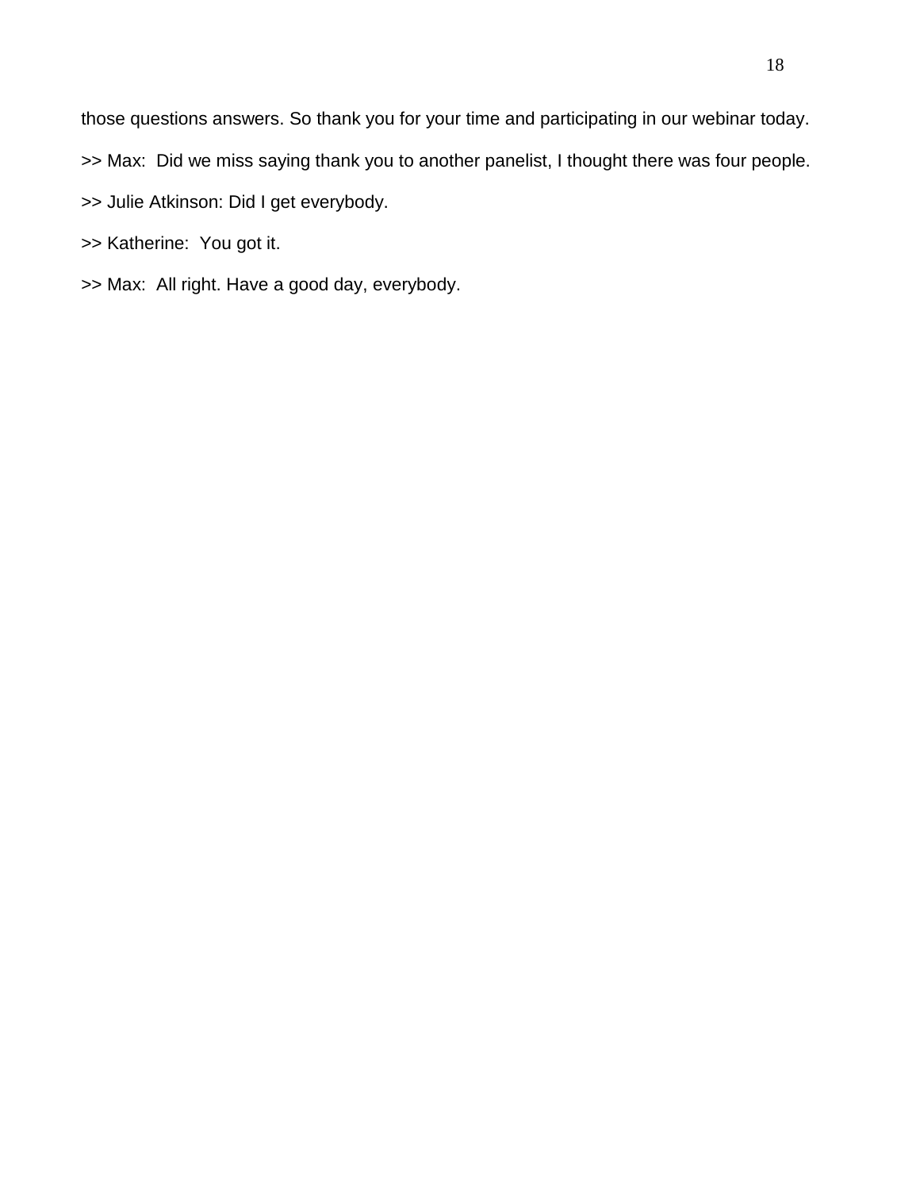those questions answers. So thank you for your time and participating in our webinar today.

>> Max:  Did we miss saying thank you to another panelist, I thought there was four people.

>> Julie Atkinson: Did I get everybody.

>> Katherine:  You got it.

>> Max:  All right. Have a good day, everybody.